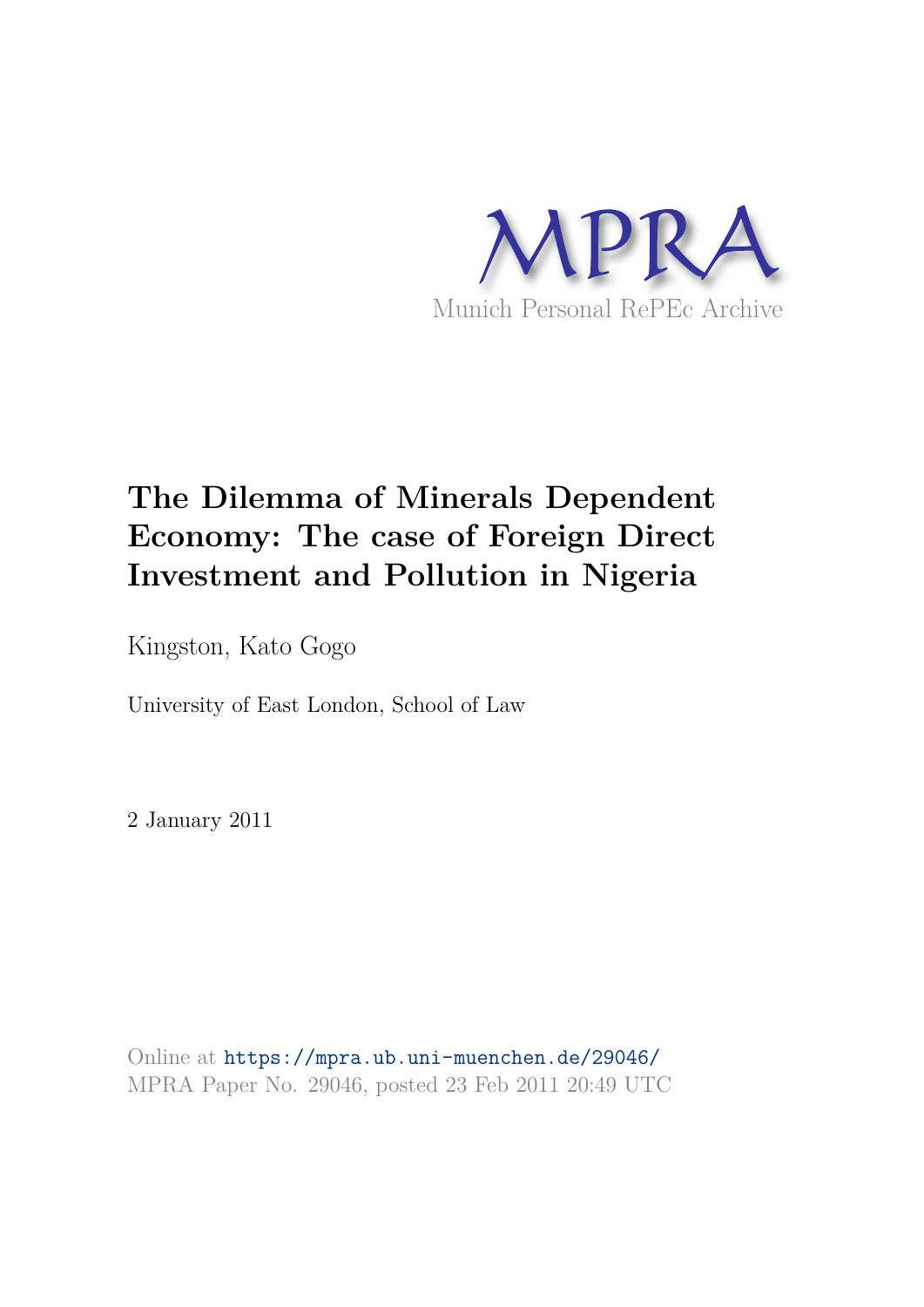MPRA

Munich Personal RePEc Archive

# The Dilemma of Minerals Dependent Economy: The case of Foreign Direct Investment and Pollution in Nigeria

Kingston, Kato Gogo

University of East London, School of Law

2 January 2011

Online at https://mpra.ub.uni-muenchen.de/29046/
MPRA Paper No. 29046, posted 23 Feb 2011 20:49 UTC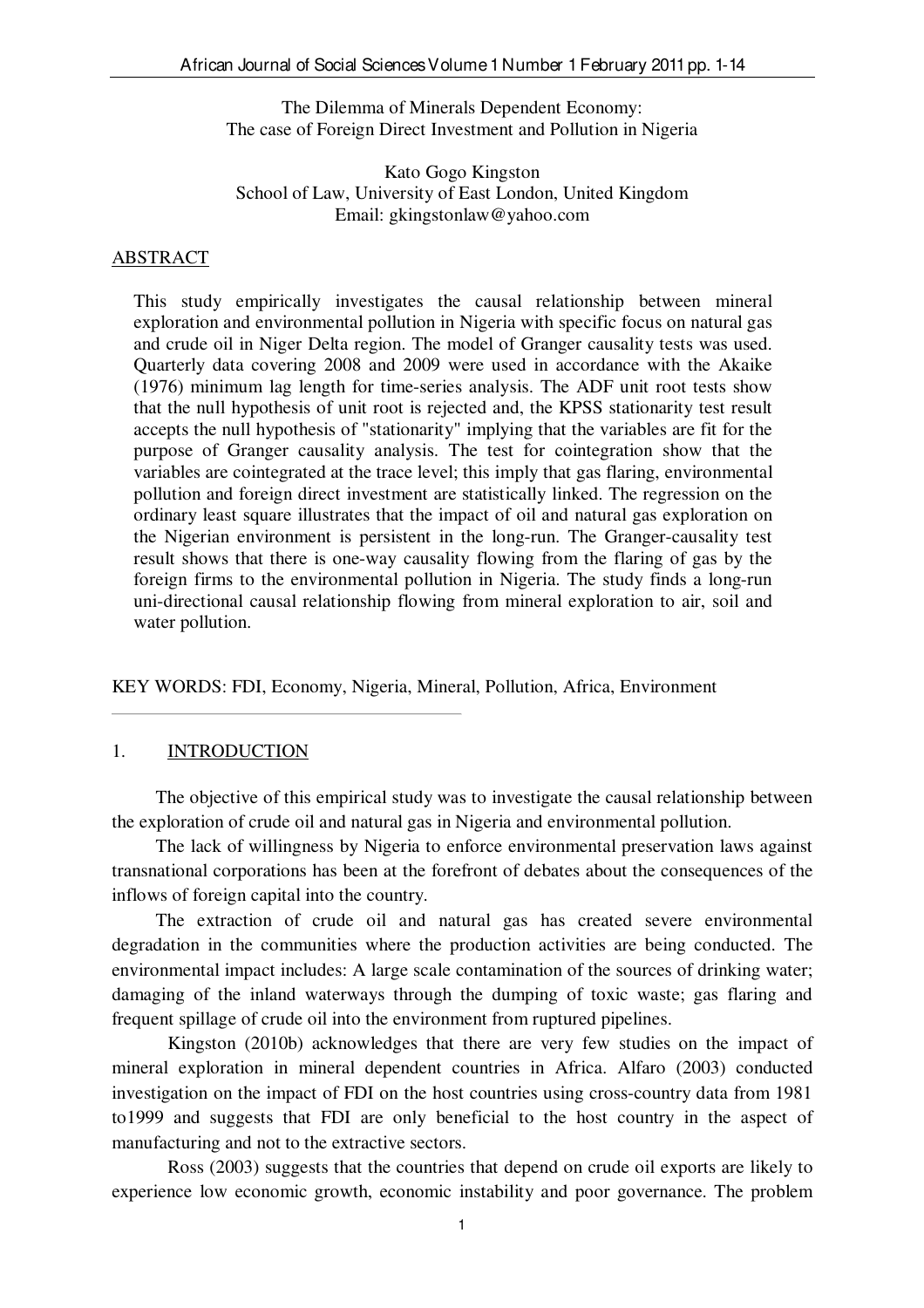The Dilemma of Minerals Dependent Economy:
The case of Foreign Direct Investment and Pollution in Nigeria

Kato Gogo Kingston
School of Law, University of East London, United Kingdom
Email: gkingstonlaw@yahoo.com

## ABSTRACT

This study empirically investigates the causal relationship between mineral exploration and environmental pollution in Nigeria with specific focus on natural gas and crude oil in Niger Delta region. The model of Granger causality tests was used. Quarterly data covering 2008 and 2009 were used in accordance with the Akaike (1976) minimum lag length for time-series analysis. The ADF unit root tests show that the null hypothesis of unit root is rejected and, the KPSS stationarity test result accepts the null hypothesis of "stationarity" implying that the variables are fit for the purpose of Granger causality analysis. The test for cointegration show that the variables are cointegrated at the trace level; this imply that gas flaring, environmental pollution and foreign direct investment are statistically linked. The regression on the ordinary least square illustrates that the impact of oil and natural gas exploration on the Nigerian environment is persistent in the long-run. The Granger-causality test result shows that there is one-way causality flowing from the flaring of gas by the foreign firms to the environmental pollution in Nigeria. The study finds a long-run uni-directional causal relationship flowing from mineral exploration to air, soil and water pollution.

KEY WORDS: FDI, Economy, Nigeria, Mineral, Pollution, Africa, Environment

## 1. INTRODUCTION

The objective of this empirical study was to investigate the causal relationship between the exploration of crude oil and natural gas in Nigeria and environmental pollution.

The lack of willingness by Nigeria to enforce environmental preservation laws against transnational corporations has been at the forefront of debates about the consequences of the inflows of foreign capital into the country.

The extraction of crude oil and natural gas has created severe environmental degradation in the communities where the production activities are being conducted. The environmental impact includes: A large scale contamination of the sources of drinking water; damaging of the inland waterways through the dumping of toxic waste; gas flaring and frequent spillage of crude oil into the environment from ruptured pipelines.

Kingston (2010b) acknowledges that there are very few studies on the impact of mineral exploration in mineral dependent countries in Africa. Alfaro (2003) conducted investigation on the impact of FDI on the host countries using cross-country data from 1981 to1999 and suggests that FDI are only beneficial to the host country in the aspect of manufacturing and not to the extractive sectors.

Ross (2003) suggests that the countries that depend on crude oil exports are likely to experience low economic growth, economic instability and poor governance. The problem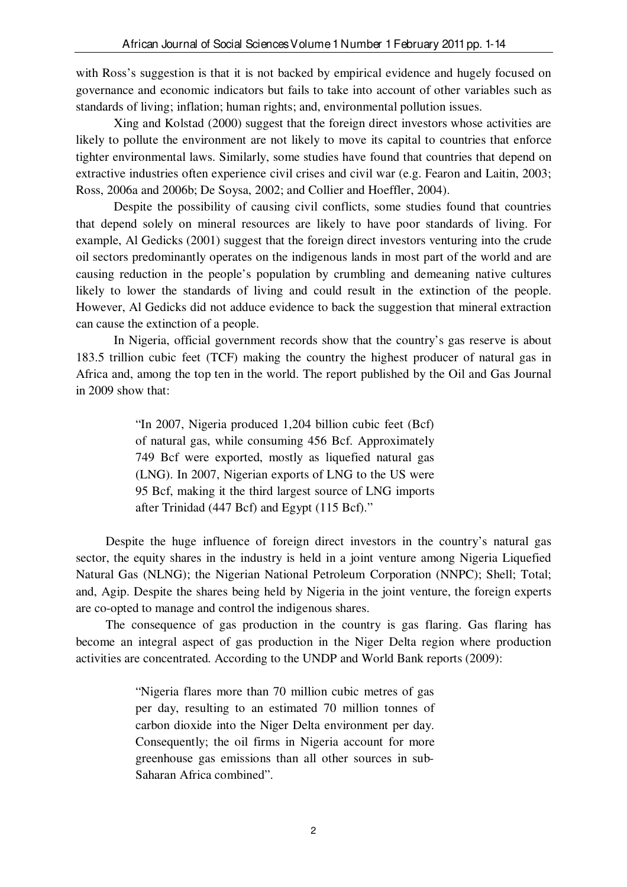with Ross's suggestion is that it is not backed by empirical evidence and hugely focused on governance and economic indicators but fails to take into account of other variables such as standards of living; inflation; human rights; and, environmental pollution issues.

Xing and Kolstad (2000) suggest that the foreign direct investors whose activities are likely to pollute the environment are not likely to move its capital to countries that enforce tighter environmental laws. Similarly, some studies have found that countries that depend on extractive industries often experience civil crises and civil war (e.g. Fearon and Laitin, 2003; Ross, 2006a and 2006b; De Soysa, 2002; and Collier and Hoeffler, 2004).

Despite the possibility of causing civil conflicts, some studies found that countries that depend solely on mineral resources are likely to have poor standards of living. For example, Al Gedicks (2001) suggest that the foreign direct investors venturing into the crude oil sectors predominantly operates on the indigenous lands in most part of the world and are causing reduction in the people's population by crumbling and demeaning native cultures likely to lower the standards of living and could result in the extinction of the people. However, Al Gedicks did not adduce evidence to back the suggestion that mineral extraction can cause the extinction of a people.

In Nigeria, official government records show that the country's gas reserve is about 183.5 trillion cubic feet (TCF) making the country the highest producer of natural gas in Africa and, among the top ten in the world. The report published by the Oil and Gas Journal in 2009 show that:

> "In 2007, Nigeria produced 1,204 billion cubic feet (Bcf) of natural gas, while consuming 456 Bcf. Approximately 749 Bcf were exported, mostly as liquefied natural gas (LNG). In 2007, Nigerian exports of LNG to the US were 95 Bcf, making it the third largest source of LNG imports after Trinidad (447 Bcf) and Egypt (115 Bcf)."

Despite the huge influence of foreign direct investors in the country's natural gas sector, the equity shares in the industry is held in a joint venture among Nigeria Liquefied Natural Gas (NLNG); the Nigerian National Petroleum Corporation (NNPC); Shell; Total; and, Agip. Despite the shares being held by Nigeria in the joint venture, the foreign experts are co-opted to manage and control the indigenous shares.

The consequence of gas production in the country is gas flaring. Gas flaring has become an integral aspect of gas production in the Niger Delta region where production activities are concentrated. According to the UNDP and World Bank reports (2009):

> "Nigeria flares more than 70 million cubic metres of gas per day, resulting to an estimated 70 million tonnes of carbon dioxide into the Niger Delta environment per day. Consequently; the oil firms in Nigeria account for more greenhouse gas emissions than all other sources in sub-Saharan Africa combined".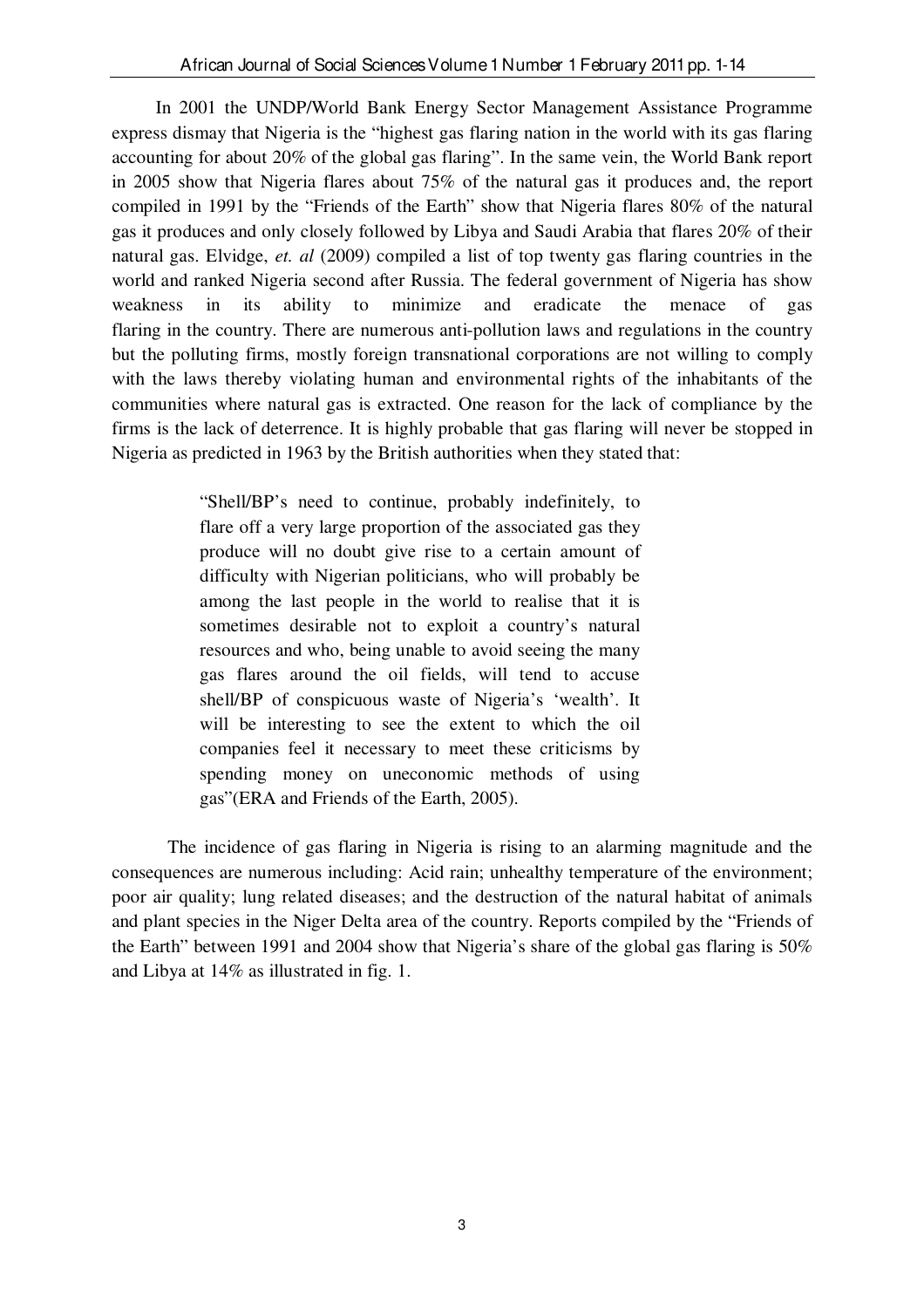In 2001 the UNDP/World Bank Energy Sector Management Assistance Programme express dismay that Nigeria is the "highest gas flaring nation in the world with its gas flaring accounting for about 20% of the global gas flaring". In the same vein, the World Bank report in 2005 show that Nigeria flares about 75% of the natural gas it produces and, the report compiled in 1991 by the "Friends of the Earth" show that Nigeria flares 80% of the natural gas it produces and only closely followed by Libya and Saudi Arabia that flares 20% of their natural gas. Elvidge, *et. al* (2009) compiled a list of top twenty gas flaring countries in the world and ranked Nigeria second after Russia. The federal government of Nigeria has show weakness in its ability to minimize and eradicate the menace of gas flaring in the country. There are numerous anti-pollution laws and regulations in the country but the polluting firms, mostly foreign transnational corporations are not willing to comply with the laws thereby violating human and environmental rights of the inhabitants of the communities where natural gas is extracted. One reason for the lack of compliance by the firms is the lack of deterrence. It is highly probable that gas flaring will never be stopped in Nigeria as predicted in 1963 by the British authorities when they stated that:

> "Shell/BP's need to continue, probably indefinitely, to flare off a very large proportion of the associated gas they produce will no doubt give rise to a certain amount of difficulty with Nigerian politicians, who will probably be among the last people in the world to realise that it is sometimes desirable not to exploit a country's natural resources and who, being unable to avoid seeing the many gas flares around the oil fields, will tend to accuse shell/BP of conspicuous waste of Nigeria's 'wealth'. It will be interesting to see the extent to which the oil companies feel it necessary to meet these criticisms by spending money on uneconomic methods of using gas"(ERA and Friends of the Earth, 2005).

The incidence of gas flaring in Nigeria is rising to an alarming magnitude and the consequences are numerous including: Acid rain; unhealthy temperature of the environment; poor air quality; lung related diseases; and the destruction of the natural habitat of animals and plant species in the Niger Delta area of the country. Reports compiled by the "Friends of the Earth" between 1991 and 2004 show that Nigeria's share of the global gas flaring is 50% and Libya at 14% as illustrated in fig. 1.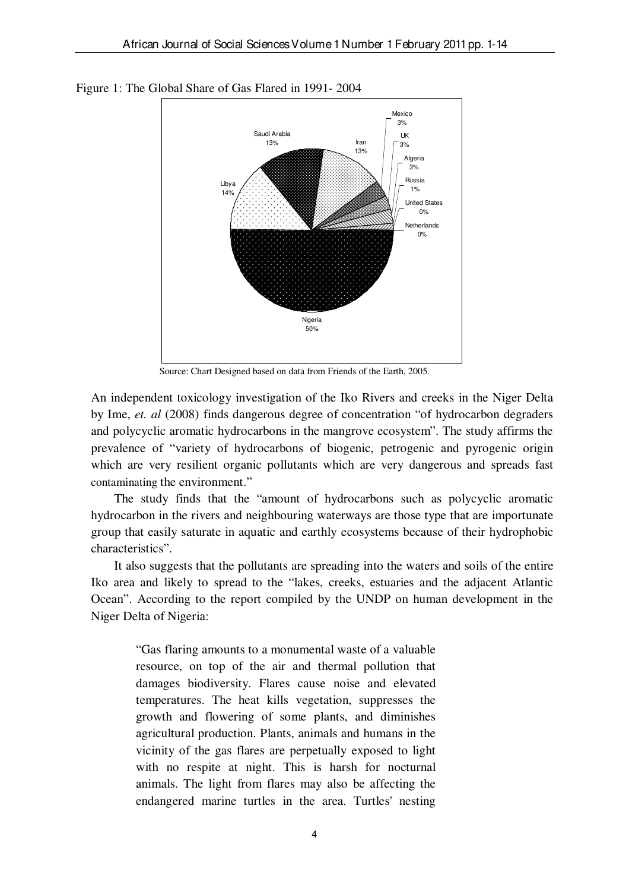Figure 1: The Global Share of Gas Flared in 1991- 2004

Source: Chart Designed based on data from Friends of the Earth, 2005.

An independent toxicology investigation of the Iko Rivers and creeks in the Niger Delta by Ime, *et. al* (2008) finds dangerous degree of concentration "of hydrocarbon degraders and polycyclic aromatic hydrocarbons in the mangrove ecosystem". The study affirms the prevalence of "variety of hydrocarbons of biogenic, petrogenic and pyrogenic origin which are very resilient organic pollutants which are very dangerous and spreads fast contaminating the environment."

The study finds that the "amount of hydrocarbons such as polycyclic aromatic hydrocarbon in the rivers and neighbouring waterways are those type that are importunate group that easily saturate in aquatic and earthly ecosystems because of their hydrophobic characteristics".

It also suggests that the pollutants are spreading into the waters and soils of the entire Iko area and likely to spread to the "lakes, creeks, estuaries and the adjacent Atlantic Ocean". According to the report compiled by the UNDP on human development in the Niger Delta of Nigeria:

> "Gas flaring amounts to a monumental waste of a valuable resource, on top of the air and thermal pollution that damages biodiversity. Flares cause noise and elevated temperatures. The heat kills vegetation, suppresses the growth and flowering of some plants, and diminishes agricultural production. Plants, animals and humans in the vicinity of the gas flares are perpetually exposed to light with no respite at night. This is harsh for nocturnal animals. The light from flares may also be affecting the endangered marine turtles in the area. Turtles' nesting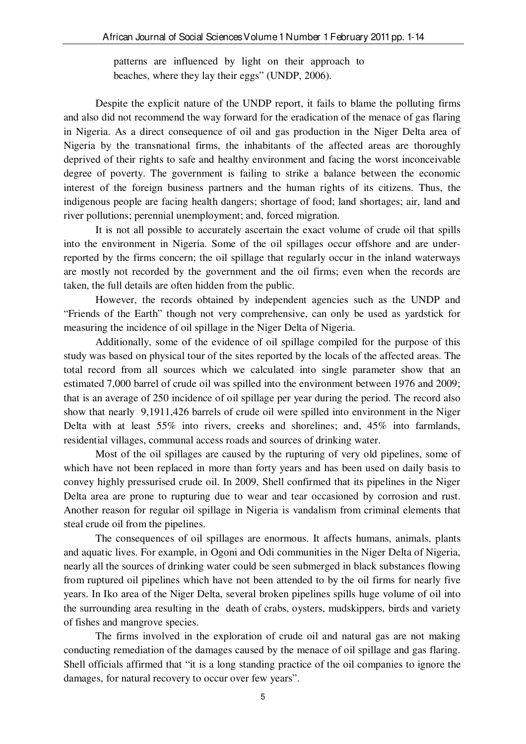patterns are influenced by light on their approach to beaches, where they lay their eggs" (UNDP, 2006).

Despite the explicit nature of the UNDP report, it fails to blame the polluting firms and also did not recommend the way forward for the eradication of the menace of gas flaring in Nigeria. As a direct consequence of oil and gas production in the Niger Delta area of Nigeria by the transnational firms, the inhabitants of the affected areas are thoroughly deprived of their rights to safe and healthy environment and facing the worst inconceivable degree of poverty. The government is failing to strike a balance between the economic interest of the foreign business partners and the human rights of its citizens. Thus, the indigenous people are facing health dangers; shortage of food; land shortages; air, land and river pollutions; perennial unemployment; and, forced migration.

It is not all possible to accurately ascertain the exact volume of crude oil that spills into the environment in Nigeria. Some of the oil spillages occur offshore and are under-reported by the firms concern; the oil spillage that regularly occur in the inland waterways are mostly not recorded by the government and the oil firms; even when the records are taken, the full details are often hidden from the public.

However, the records obtained by independent agencies such as the UNDP and "Friends of the Earth" though not very comprehensive, can only be used as yardstick for measuring the incidence of oil spillage in the Niger Delta of Nigeria.

Additionally, some of the evidence of oil spillage compiled for the purpose of this study was based on physical tour of the sites reported by the locals of the affected areas. The total record from all sources which we calculated into single parameter show that an estimated 7,000 barrel of crude oil was spilled into the environment between 1976 and 2009; that is an average of 250 incidence of oil spillage per year during the period. The record also show that nearly 9,1911,426 barrels of crude oil were spilled into environment in the Niger Delta with at least 55% into rivers, creeks and shorelines; and, 45% into farmlands, residential villages, communal access roads and sources of drinking water.

Most of the oil spillages are caused by the rupturing of very old pipelines, some of which have not been replaced in more than forty years and has been used on daily basis to convey highly pressurised crude oil. In 2009, Shell confirmed that its pipelines in the Niger Delta area are prone to rupturing due to wear and tear occasioned by corrosion and rust. Another reason for regular oil spillage in Nigeria is vandalism from criminal elements that steal crude oil from the pipelines.

The consequences of oil spillages are enormous. It affects humans, animals, plants and aquatic lives. For example, in Ogoni and Odi communities in the Niger Delta of Nigeria, nearly all the sources of drinking water could be seen submerged in black substances flowing from ruptured oil pipelines which have not been attended to by the oil firms for nearly five years. In Iko area of the Niger Delta, several broken pipelines spills huge volume of oil into the surrounding area resulting in the death of crabs, oysters, mudskippers, birds and variety of fishes and mangrove species.

The firms involved in the exploration of crude oil and natural gas are not making conducting remediation of the damages caused by the menace of oil spillage and gas flaring. Shell officials affirmed that "it is a long standing practice of the oil companies to ignore the damages, for natural recovery to occur over few years".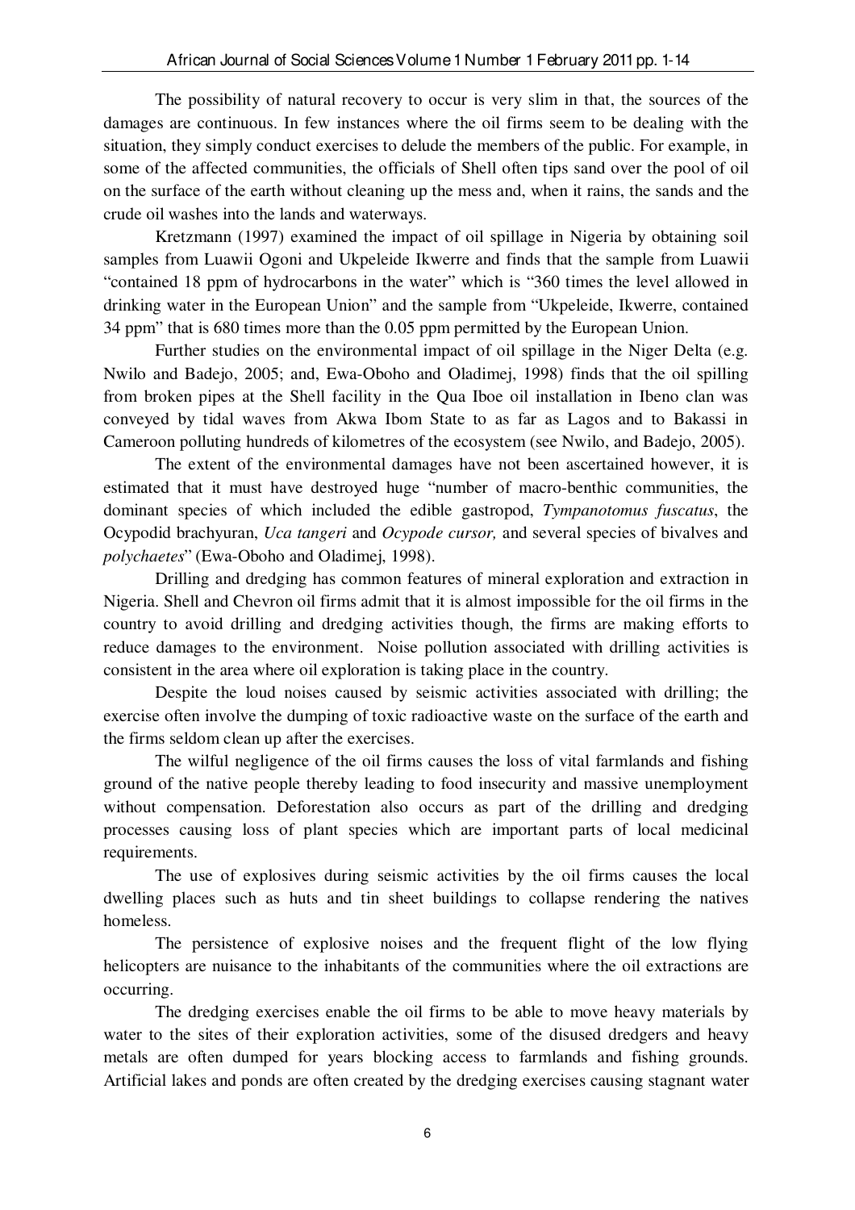The possibility of natural recovery to occur is very slim in that, the sources of the damages are continuous. In few instances where the oil firms seem to be dealing with the situation, they simply conduct exercises to delude the members of the public. For example, in some of the affected communities, the officials of Shell often tips sand over the pool of oil on the surface of the earth without cleaning up the mess and, when it rains, the sands and the crude oil washes into the lands and waterways.

Kretzmann (1997) examined the impact of oil spillage in Nigeria by obtaining soil samples from Luawii Ogoni and Ukpeleide Ikwerre and finds that the sample from Luawii "contained 18 ppm of hydrocarbons in the water" which is "360 times the level allowed in drinking water in the European Union" and the sample from "Ukpeleide, Ikwerre, contained 34 ppm" that is 680 times more than the 0.05 ppm permitted by the European Union.

Further studies on the environmental impact of oil spillage in the Niger Delta (e.g. Nwilo and Badejo, 2005; and, Ewa-Oboho and Oladimej, 1998) finds that the oil spilling from broken pipes at the Shell facility in the Qua Iboe oil installation in Ibeno clan was conveyed by tidal waves from Akwa Ibom State to as far as Lagos and to Bakassi in Cameroon polluting hundreds of kilometres of the ecosystem (see Nwilo, and Badejo, 2005).

The extent of the environmental damages have not been ascertained however, it is estimated that it must have destroyed huge "number of macro-benthic communities, the dominant species of which included the edible gastropod, *Tympanotomus fuscatus*, the Ocypodid brachyuran, *Uca tangeri* and *Ocypode cursor,* and several species of bivalves and *polychaetes*" (Ewa-Oboho and Oladimej, 1998).

Drilling and dredging has common features of mineral exploration and extraction in Nigeria. Shell and Chevron oil firms admit that it is almost impossible for the oil firms in the country to avoid drilling and dredging activities though, the firms are making efforts to reduce damages to the environment. Noise pollution associated with drilling activities is consistent in the area where oil exploration is taking place in the country.

Despite the loud noises caused by seismic activities associated with drilling; the exercise often involve the dumping of toxic radioactive waste on the surface of the earth and the firms seldom clean up after the exercises.

The wilful negligence of the oil firms causes the loss of vital farmlands and fishing ground of the native people thereby leading to food insecurity and massive unemployment without compensation. Deforestation also occurs as part of the drilling and dredging processes causing loss of plant species which are important parts of local medicinal requirements.

The use of explosives during seismic activities by the oil firms causes the local dwelling places such as huts and tin sheet buildings to collapse rendering the natives homeless.

The persistence of explosive noises and the frequent flight of the low flying helicopters are nuisance to the inhabitants of the communities where the oil extractions are occurring.

The dredging exercises enable the oil firms to be able to move heavy materials by water to the sites of their exploration activities, some of the disused dredgers and heavy metals are often dumped for years blocking access to farmlands and fishing grounds. Artificial lakes and ponds are often created by the dredging exercises causing stagnant water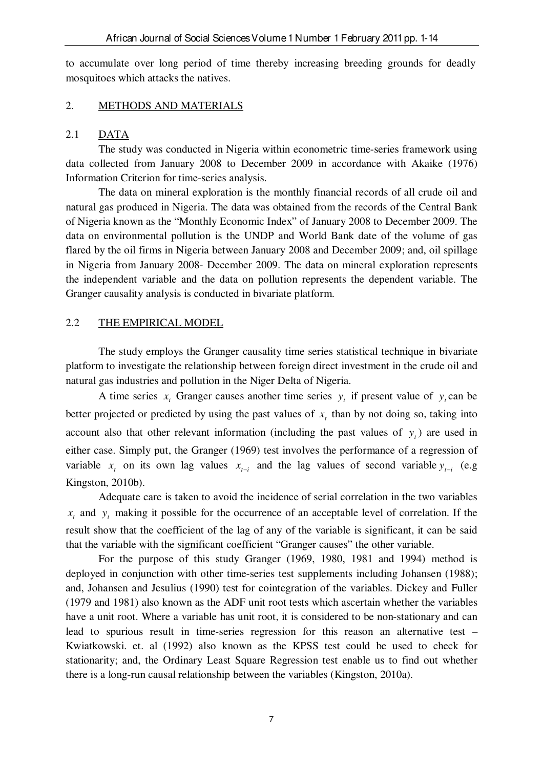to accumulate over long period of time thereby increasing breeding grounds for deadly mosquitoes which attacks the natives.

## 2. METHODS AND MATERIALS

### 2.1 DATA

The study was conducted in Nigeria within econometric time-series framework using data collected from January 2008 to December 2009 in accordance with Akaike (1976) Information Criterion for time-series analysis.

The data on mineral exploration is the monthly financial records of all crude oil and natural gas produced in Nigeria. The data was obtained from the records of the Central Bank of Nigeria known as the "Monthly Economic Index" of January 2008 to December 2009. The data on environmental pollution is the UNDP and World Bank date of the volume of gas flared by the oil firms in Nigeria between January 2008 and December 2009; and, oil spillage in Nigeria from January 2008- December 2009. The data on mineral exploration represents the independent variable and the data on pollution represents the dependent variable. The Granger causality analysis is conducted in bivariate platform.

### 2.2 THE EMPIRICAL MODEL

The study employs the Granger causality time series statistical technique in bivariate platform to investigate the relationship between foreign direct investment in the crude oil and natural gas industries and pollution in the Niger Delta of Nigeria.

A time series $x_t$ Granger causes another time series $y_t$ if present value of $y_t$ can be better projected or predicted by using the past values of $x_t$ than by not doing so, taking into account also that other relevant information (including the past values of $y_t$) are used in either case. Simply put, the Granger (1969) test involves the performance of a regression of variable $x_t$ on its own lag values $x_{t-i}$ and the lag values of second variable $y_{t-i}$ (e.g Kingston, 2010b).

Adequate care is taken to avoid the incidence of serial correlation in the two variables $x_t$ and $y_t$ making it possible for the occurrence of an acceptable level of correlation. If the result show that the coefficient of the lag of any of the variable is significant, it can be said that the variable with the significant coefficient "Granger causes" the other variable.

For the purpose of this study Granger (1969, 1980, 1981 and 1994) method is deployed in conjunction with other time-series test supplements including Johansen (1988); and, Johansen and Jesulius (1990) test for cointegration of the variables. Dickey and Fuller (1979 and 1981) also known as the ADF unit root tests which ascertain whether the variables have a unit root. Where a variable has unit root, it is considered to be non-stationary and can lead to spurious result in time-series regression for this reason an alternative test – Kwiatkowski. et. al (1992) also known as the KPSS test could be used to check for stationarity; and, the Ordinary Least Square Regression test enable us to find out whether there is a long-run causal relationship between the variables (Kingston, 2010a).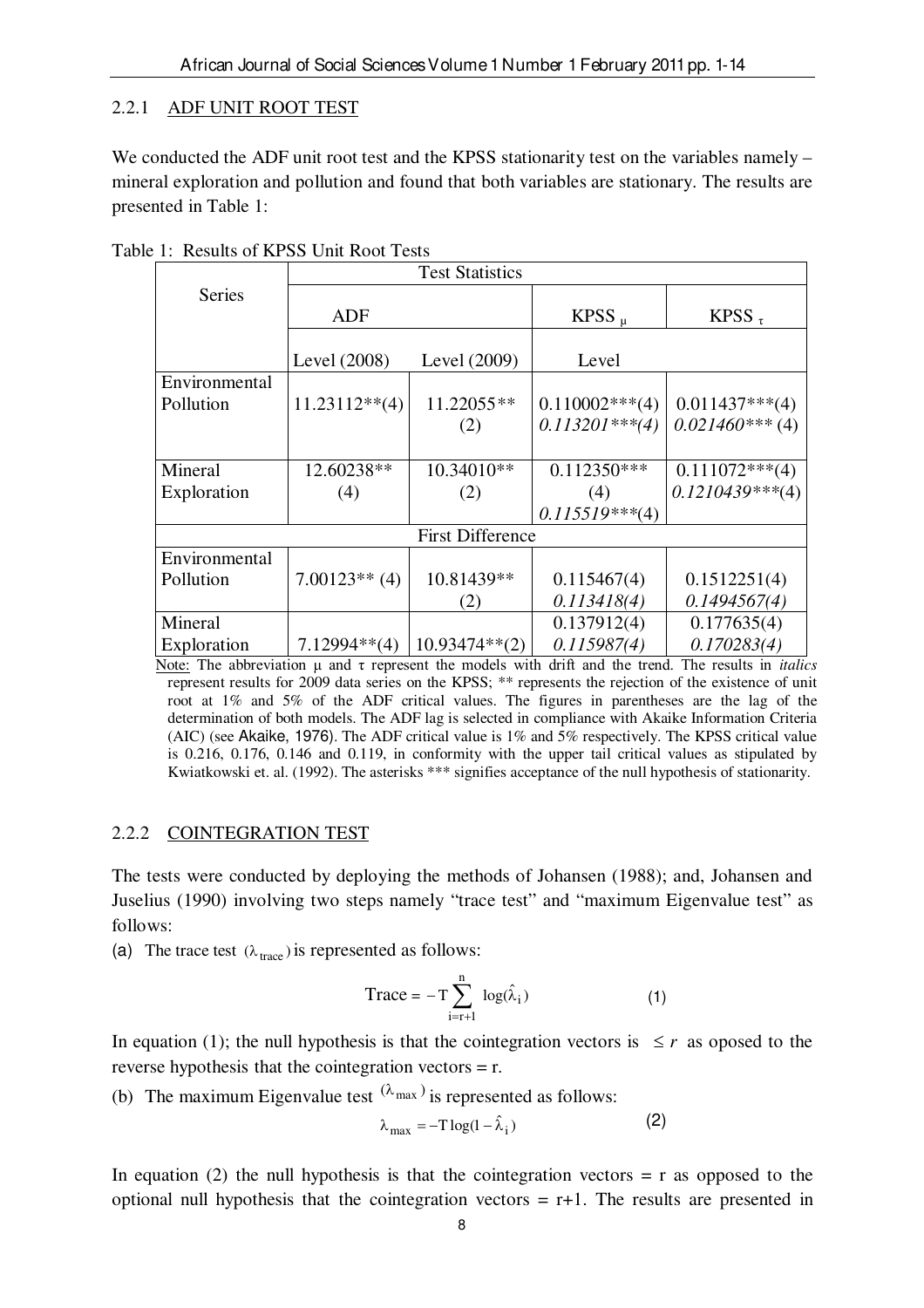### 2.2.1 ADF UNIT ROOT TEST

We conducted the ADF unit root test and the KPSS stationarity test on the variables namely – mineral exploration and pollution and found that both variables are stationary. The results are presented in Table 1:

Table 1: Results of KPSS Unit Root Tests

| Series | Test Statistics | | | |
|---|---|---|---|---|
| | ADF | | KPSS $_{\mu}$ | KPSS $_{\tau}$ |
| | Level (2008) | Level (2009) | Level | |
| Environmental Pollution | 11.23112**(4) | 11.22055** (2) | 0.110002***(4) *0.113201***(4)* | 0.011437***(4) *0.021460**** (4) |
| Mineral Exploration | 12.60238** (4) | 10.34010** (2) | 0.112350*** (4) *0.115519***(4)* | 0.111072***(4) *0.1210439***(4)* |
| First Difference | | | | |
| Environmental Pollution | 7.00123** (4) | 10.81439** (2) | 0.115467(4) *0.113418(4)* | 0.1512251(4) *0.1494567(4)* |
| Mineral Exploration | 7.12994**(4) | 10.93474**(2) | 0.137912(4) *0.115987(4)* | 0.177635(4) *0.170283(4)* |

Note: The abbreviation μ and τ represent the models with drift and the trend. The results in *italics* represent results for 2009 data series on the KPSS; ** represents the rejection of the existence of unit root at 1% and 5% of the ADF critical values. The figures in parentheses are the lag of the determination of both models. The ADF lag is selected in compliance with Akaike Information Criteria (AIC) (see Akaike, 1976). The ADF critical value is 1% and 5% respectively. The KPSS critical value is 0.216, 0.176, 0.146 and 0.119, in conformity with the upper tail critical values as stipulated by Kwiatkowski et. al. (1992). The asterisks *** signifies acceptance of the null hypothesis of stationarity.

### 2.2.2 COINTEGRATION TEST

The tests were conducted by deploying the methods of Johansen (1988); and, Johansen and Juselius (1990) involving two steps namely "trace test" and "maximum Eigenvalue test" as follows:

(a) The trace test $(\lambda_{\text{trace}})$ is represented as follows:

$$\text{Trace} = -T \sum_{i=r+1}^{n} \log(\hat{\lambda}_i) \qquad (1)$$

In equation (1); the null hypothesis is that the cointegration vectors is $\leq r$ as oposed to the reverse hypothesis that the cointegration vectors = r.

(b) The maximum Eigenvalue test $(\lambda_{\max})$ is represented as follows:

$$\lambda_{\max} = -T \log(1 - \hat{\lambda}_i) \qquad (2)$$

In equation (2) the null hypothesis is that the cointegration vectors = r as opposed to the optional null hypothesis that the cointegration vectors = r+1. The results are presented in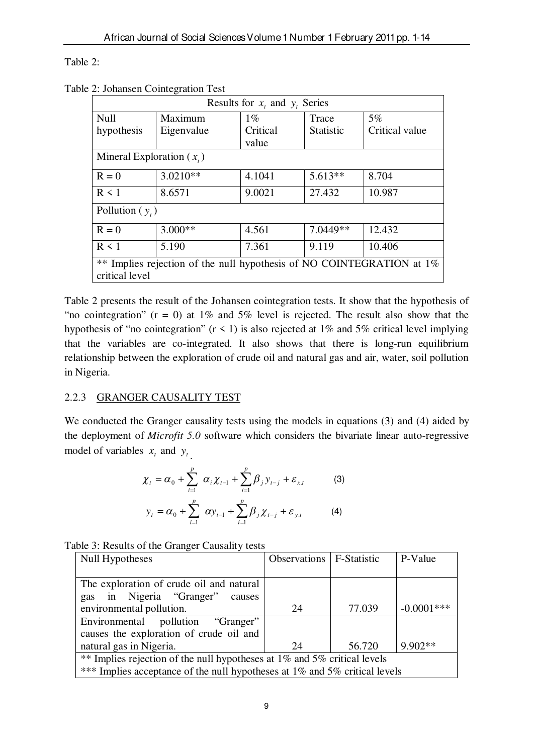Table 2:

Table 2: Johansen Cointegration Test

| Results for $x_t$ and $y_t$ Series | | | | |
|---|---|---|---|---|
| Null hypothesis | Maximum Eigenvalue | 1% Critical value | Trace Statistic | 5% Critical value |
| Mineral Exploration ( $x_t$ ) | | | | |
| R = 0 | 3.0210** | 4.1041 | 5.613** | 8.704 |
| R < 1 | 8.6571 | 9.0021 | 27.432 | 10.987 |
| Pollution ( $y_t$ ) | | | | |
| R = 0 | 3.000** | 4.561 | 7.0449** | 12.432 |
| R < 1 | 5.190 | 7.361 | 9.119 | 10.406 |
| ** Implies rejection of the null hypothesis of NO COINTEGRATION at 1% critical level | | | | |

Table 2 presents the result of the Johansen cointegration tests. It show that the hypothesis of "no cointegration" (r = 0) at 1% and 5% level is rejected. The result also show that the hypothesis of "no cointegration" (r < 1) is also rejected at 1% and 5% critical level implying that the variables are co-integrated. It also shows that there is long-run equilibrium relationship between the exploration of crude oil and natural gas and air, water, soil pollution in Nigeria.

### 2.2.3 GRANGER CAUSALITY TEST

We conducted the Granger causality tests using the models in equations (3) and (4) aided by the deployment of *Microfit 5.0* software which considers the bivariate linear auto-regressive model of variables $x_t$ and $y_t$.

$$\chi_t = \alpha_0 + \sum_{i=1}^{p} \alpha_i \chi_{t-1} + \sum_{i=1}^{p} \beta_j y_{t-j} + \varepsilon_{x.t} \qquad (3)$$

$$y_t = \alpha_0 + \sum_{i=1}^{p} \alpha y_{t-1} + \sum_{i=1}^{p} \beta_j \chi_{t-j} + \varepsilon_{y.t} \qquad (4)$$

Table 3: Results of the Granger Causality tests

| Null Hypotheses | Observations | F-Statistic | P-Value |
|---|---|---|---|
| The exploration of crude oil and natural gas in Nigeria "Granger" causes environmental pollution. | 24 | 77.039 | -0.0001*** |
| Environmental pollution "Granger" causes the exploration of crude oil and natural gas in Nigeria. | 24 | 56.720 | 9.902** |
| ** Implies rejection of the null hypotheses at 1% and 5% critical levels<br>*** Implies acceptance of the null hypotheses at 1% and 5% critical levels | | | |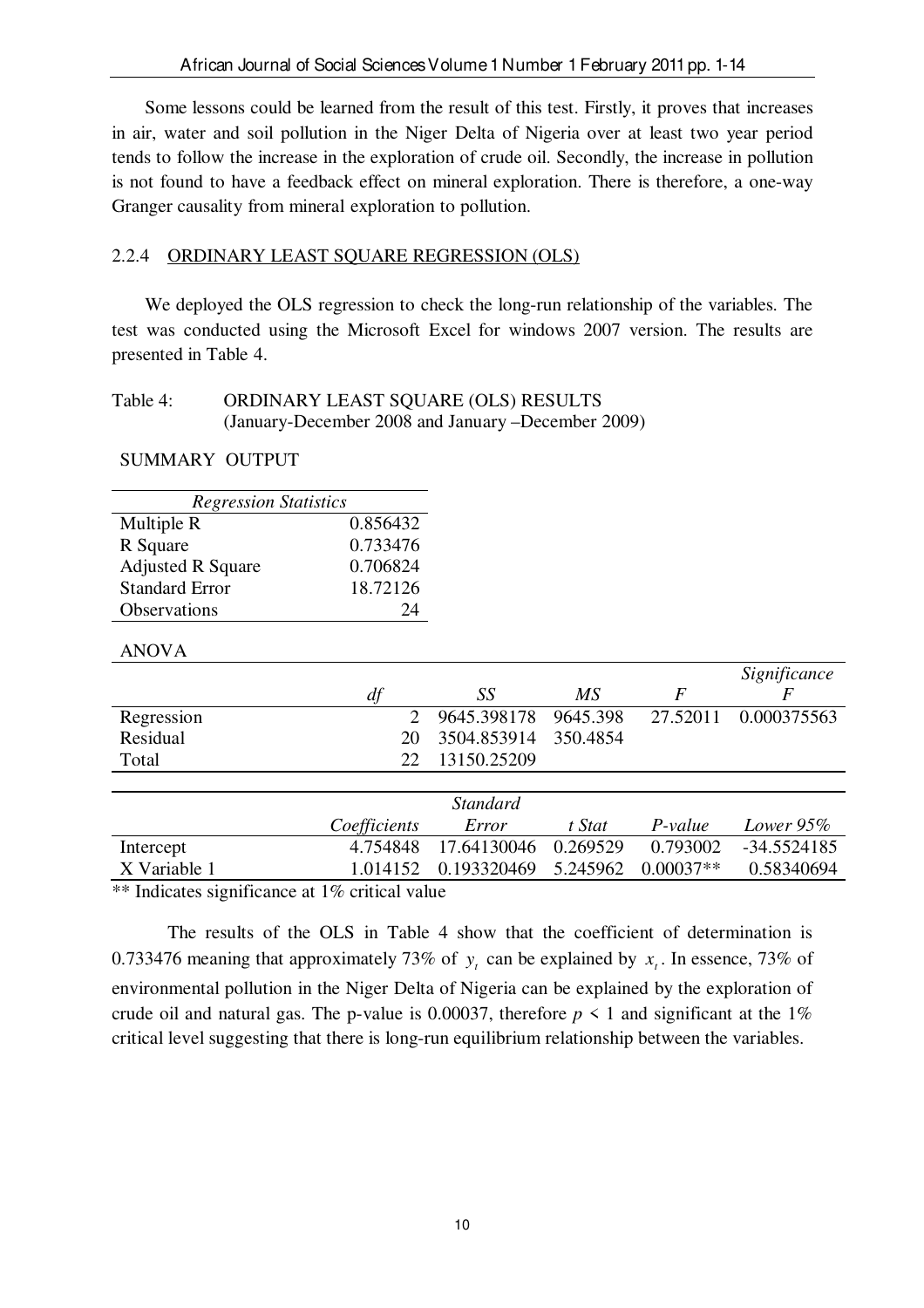Some lessons could be learned from the result of this test. Firstly, it proves that increases in air, water and soil pollution in the Niger Delta of Nigeria over at least two year period tends to follow the increase in the exploration of crude oil. Secondly, the increase in pollution is not found to have a feedback effect on mineral exploration. There is therefore, a one-way Granger causality from mineral exploration to pollution.

### 2.2.4 ORDINARY LEAST SQUARE REGRESSION (OLS)

We deployed the OLS regression to check the long-run relationship of the variables. The test was conducted using the Microsoft Excel for windows 2007 version. The results are presented in Table 4.

Table 4: ORDINARY LEAST SQUARE (OLS) RESULTS (January-December 2008 and January –December 2009)

SUMMARY OUTPUT

| *Regression Statistics* | |
|---|---|
| Multiple R | 0.856432 |
| R Square | 0.733476 |
| Adjusted R Square | 0.706824 |
| Standard Error | 18.72126 |
| Observations | 24 |

ANOVA

| | *df* | *SS* | *MS* | *F* | *Significance F* |
|---|---|---|---|---|---|
| Regression | 2 | 9645.398178 | 9645.398 | 27.52011 | 0.000375563 |
| Residual | 20 | 3504.853914 | 350.4854 | | |
| Total | 22 | 13150.25209 | | | |

| | *Coefficients* | *Standard Error* | *t Stat* | *P-value* | *Lower 95%* |
|---|---|---|---|---|---|
| Intercept | 4.754848 | 17.64130046 | 0.269529 | 0.793002 | -34.5524185 |
| X Variable 1 | 1.014152 | 0.193320469 | 5.245962 | 0.00037** | 0.58340694 |

** Indicates significance at 1% critical value

The results of the OLS in Table 4 show that the coefficient of determination is 0.733476 meaning that approximately 73% of $y_t$ can be explained by $x_t$. In essence, 73% of environmental pollution in the Niger Delta of Nigeria can be explained by the exploration of crude oil and natural gas. The p-value is 0.00037, therefore $p < 1$ and significant at the 1% critical level suggesting that there is long-run equilibrium relationship between the variables.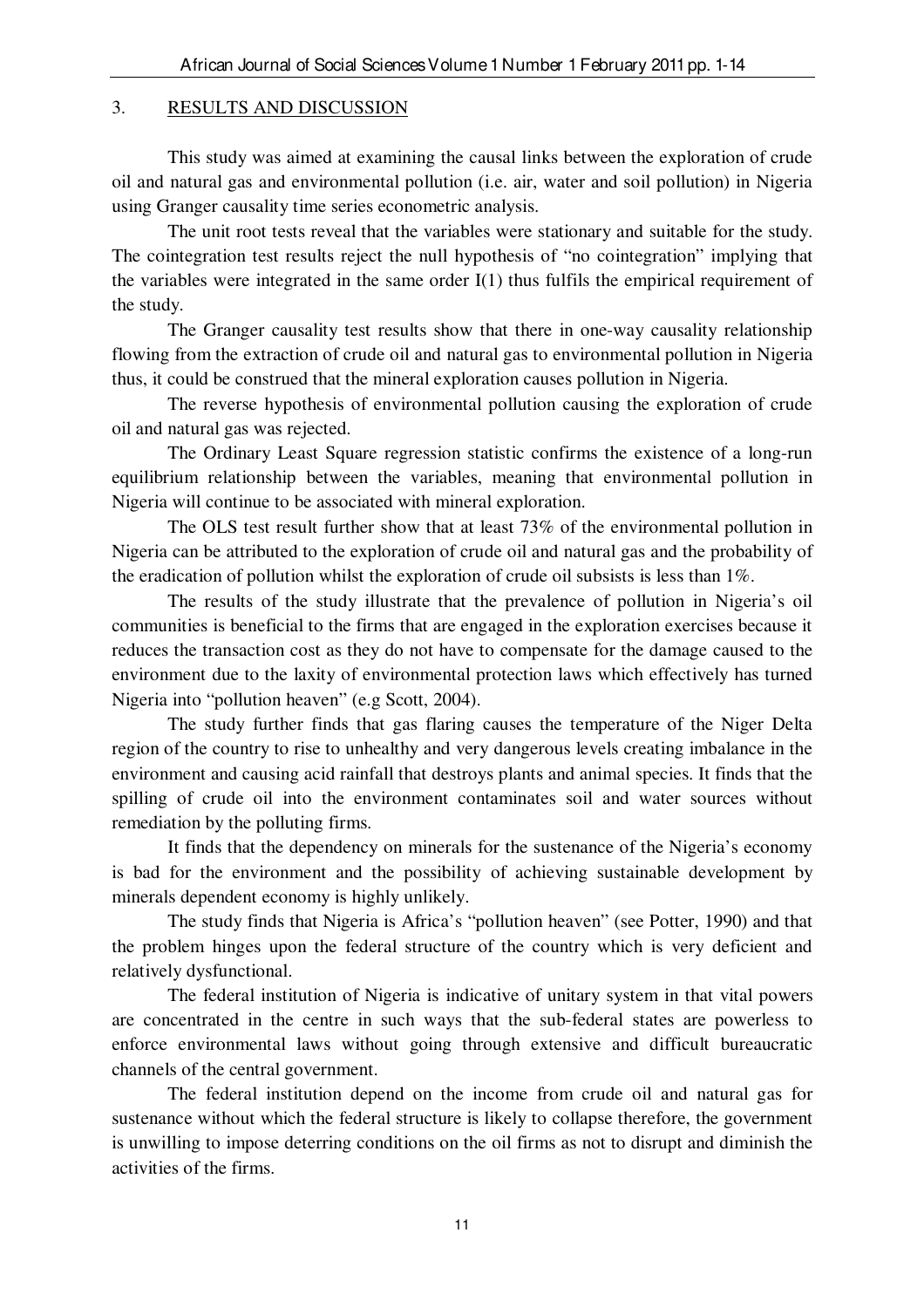## 3. RESULTS AND DISCUSSION

This study was aimed at examining the causal links between the exploration of crude oil and natural gas and environmental pollution (i.e. air, water and soil pollution) in Nigeria using Granger causality time series econometric analysis.

The unit root tests reveal that the variables were stationary and suitable for the study. The cointegration test results reject the null hypothesis of "no cointegration" implying that the variables were integrated in the same order I(1) thus fulfils the empirical requirement of the study.

The Granger causality test results show that there in one-way causality relationship flowing from the extraction of crude oil and natural gas to environmental pollution in Nigeria thus, it could be construed that the mineral exploration causes pollution in Nigeria.

The reverse hypothesis of environmental pollution causing the exploration of crude oil and natural gas was rejected.

The Ordinary Least Square regression statistic confirms the existence of a long-run equilibrium relationship between the variables, meaning that environmental pollution in Nigeria will continue to be associated with mineral exploration.

The OLS test result further show that at least 73% of the environmental pollution in Nigeria can be attributed to the exploration of crude oil and natural gas and the probability of the eradication of pollution whilst the exploration of crude oil subsists is less than 1%.

The results of the study illustrate that the prevalence of pollution in Nigeria's oil communities is beneficial to the firms that are engaged in the exploration exercises because it reduces the transaction cost as they do not have to compensate for the damage caused to the environment due to the laxity of environmental protection laws which effectively has turned Nigeria into "pollution heaven" (e.g Scott, 2004).

The study further finds that gas flaring causes the temperature of the Niger Delta region of the country to rise to unhealthy and very dangerous levels creating imbalance in the environment and causing acid rainfall that destroys plants and animal species. It finds that the spilling of crude oil into the environment contaminates soil and water sources without remediation by the polluting firms.

It finds that the dependency on minerals for the sustenance of the Nigeria's economy is bad for the environment and the possibility of achieving sustainable development by minerals dependent economy is highly unlikely.

The study finds that Nigeria is Africa's "pollution heaven" (see Potter, 1990) and that the problem hinges upon the federal structure of the country which is very deficient and relatively dysfunctional.

The federal institution of Nigeria is indicative of unitary system in that vital powers are concentrated in the centre in such ways that the sub-federal states are powerless to enforce environmental laws without going through extensive and difficult bureaucratic channels of the central government.

The federal institution depend on the income from crude oil and natural gas for sustenance without which the federal structure is likely to collapse therefore, the government is unwilling to impose deterring conditions on the oil firms as not to disrupt and diminish the activities of the firms.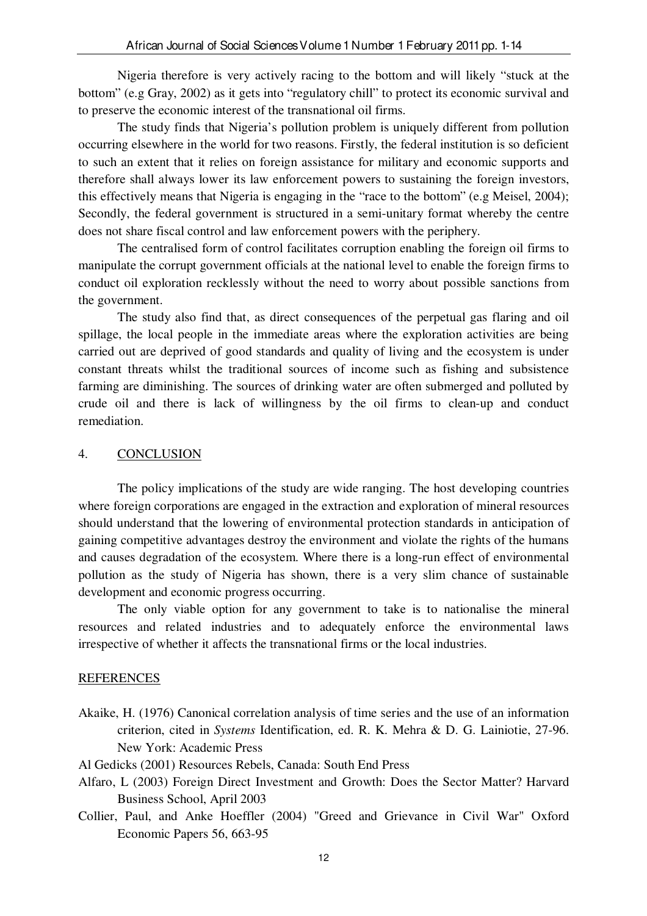Nigeria therefore is very actively racing to the bottom and will likely "stuck at the bottom" (e.g Gray, 2002) as it gets into "regulatory chill" to protect its economic survival and to preserve the economic interest of the transnational oil firms.

The study finds that Nigeria's pollution problem is uniquely different from pollution occurring elsewhere in the world for two reasons. Firstly, the federal institution is so deficient to such an extent that it relies on foreign assistance for military and economic supports and therefore shall always lower its law enforcement powers to sustaining the foreign investors, this effectively means that Nigeria is engaging in the "race to the bottom" (e.g Meisel, 2004); Secondly, the federal government is structured in a semi-unitary format whereby the centre does not share fiscal control and law enforcement powers with the periphery.

The centralised form of control facilitates corruption enabling the foreign oil firms to manipulate the corrupt government officials at the national level to enable the foreign firms to conduct oil exploration recklessly without the need to worry about possible sanctions from the government.

The study also find that, as direct consequences of the perpetual gas flaring and oil spillage, the local people in the immediate areas where the exploration activities are being carried out are deprived of good standards and quality of living and the ecosystem is under constant threats whilst the traditional sources of income such as fishing and subsistence farming are diminishing. The sources of drinking water are often submerged and polluted by crude oil and there is lack of willingness by the oil firms to clean-up and conduct remediation.

## 4. CONCLUSION

The policy implications of the study are wide ranging. The host developing countries where foreign corporations are engaged in the extraction and exploration of mineral resources should understand that the lowering of environmental protection standards in anticipation of gaining competitive advantages destroy the environment and violate the rights of the humans and causes degradation of the ecosystem. Where there is a long-run effect of environmental pollution as the study of Nigeria has shown, there is a very slim chance of sustainable development and economic progress occurring.

The only viable option for any government to take is to nationalise the mineral resources and related industries and to adequately enforce the environmental laws irrespective of whether it affects the transnational firms or the local industries.

## REFERENCES

Akaike, H. (1976) Canonical correlation analysis of time series and the use of an information criterion, cited in *Systems* Identification, ed. R. K. Mehra & D. G. Lainiotie, 27-96. New York: Academic Press

Al Gedicks (2001) Resources Rebels, Canada: South End Press

Alfaro, L (2003) Foreign Direct Investment and Growth: Does the Sector Matter? Harvard Business School, April 2003

Collier, Paul, and Anke Hoeffler (2004) "Greed and Grievance in Civil War" Oxford Economic Papers 56, 663-95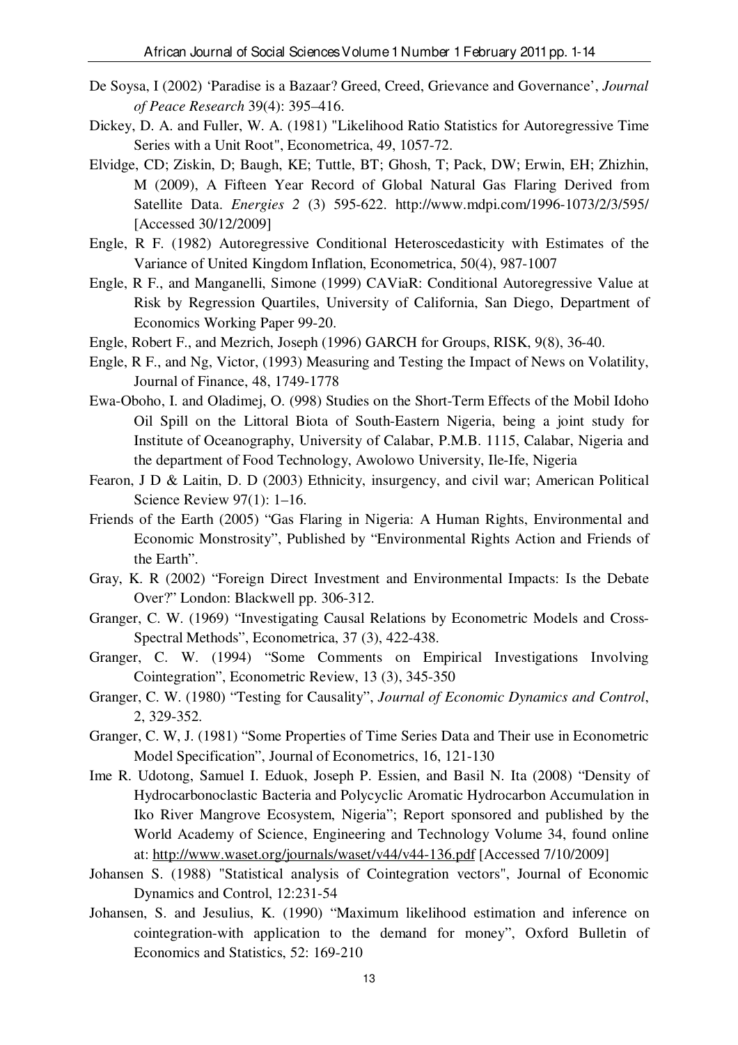De Soysa, I (2002) 'Paradise is a Bazaar? Greed, Creed, Grievance and Governance', *Journal of Peace Research* 39(4): 395–416.

Dickey, D. A. and Fuller, W. A. (1981) "Likelihood Ratio Statistics for Autoregressive Time Series with a Unit Root", Econometrica, 49, 1057-72.

Elvidge, CD; Ziskin, D; Baugh, KE; Tuttle, BT; Ghosh, T; Pack, DW; Erwin, EH; Zhizhin, M (2009), A Fifteen Year Record of Global Natural Gas Flaring Derived from Satellite Data. *Energies 2* (3) 595-622. http://www.mdpi.com/1996-1073/2/3/595/ [Accessed 30/12/2009]

Engle, R F. (1982) Autoregressive Conditional Heteroscedasticity with Estimates of the Variance of United Kingdom Inflation, Econometrica, 50(4), 987-1007

Engle, R F., and Manganelli, Simone (1999) CAViaR: Conditional Autoregressive Value at Risk by Regression Quartiles, University of California, San Diego, Department of Economics Working Paper 99-20.

Engle, Robert F., and Mezrich, Joseph (1996) GARCH for Groups, RISK, 9(8), 36-40.

Engle, R F., and Ng, Victor, (1993) Measuring and Testing the Impact of News on Volatility, Journal of Finance, 48, 1749-1778

Ewa-Oboho, I. and Oladimej, O. (998) Studies on the Short-Term Effects of the Mobil Idoho Oil Spill on the Littoral Biota of South-Eastern Nigeria, being a joint study for Institute of Oceanography, University of Calabar, P.M.B. 1115, Calabar, Nigeria and the department of Food Technology, Awolowo University, Ile-Ife, Nigeria

Fearon, J D & Laitin, D. D (2003) Ethnicity, insurgency, and civil war; American Political Science Review 97(1): 1–16.

Friends of the Earth (2005) "Gas Flaring in Nigeria: A Human Rights, Environmental and Economic Monstrosity", Published by "Environmental Rights Action and Friends of the Earth".

Gray, K. R (2002) "Foreign Direct Investment and Environmental Impacts: Is the Debate Over?" London: Blackwell pp. 306-312.

Granger, C. W. (1969) "Investigating Causal Relations by Econometric Models and Cross-Spectral Methods", Econometrica, 37 (3), 422-438.

Granger, C. W. (1994) "Some Comments on Empirical Investigations Involving Cointegration", Econometric Review, 13 (3), 345-350

Granger, C. W. (1980) "Testing for Causality", *Journal of Economic Dynamics and Control*, 2, 329-352.

Granger, C. W, J. (1981) "Some Properties of Time Series Data and Their use in Econometric Model Specification", Journal of Econometrics, 16, 121-130

Ime R. Udotong, Samuel I. Eduok, Joseph P. Essien, and Basil N. Ita (2008) "Density of Hydrocarbonoclastic Bacteria and Polycyclic Aromatic Hydrocarbon Accumulation in Iko River Mangrove Ecosystem, Nigeria"; Report sponsored and published by the World Academy of Science, Engineering and Technology Volume 34, found online at: http://www.waset.org/journals/waset/v44/v44-136.pdf [Accessed 7/10/2009]

Johansen S. (1988) "Statistical analysis of Cointegration vectors", Journal of Economic Dynamics and Control, 12:231-54

Johansen, S. and Jesulius, K. (1990) "Maximum likelihood estimation and inference on cointegration-with application to the demand for money", Oxford Bulletin of Economics and Statistics, 52: 169-210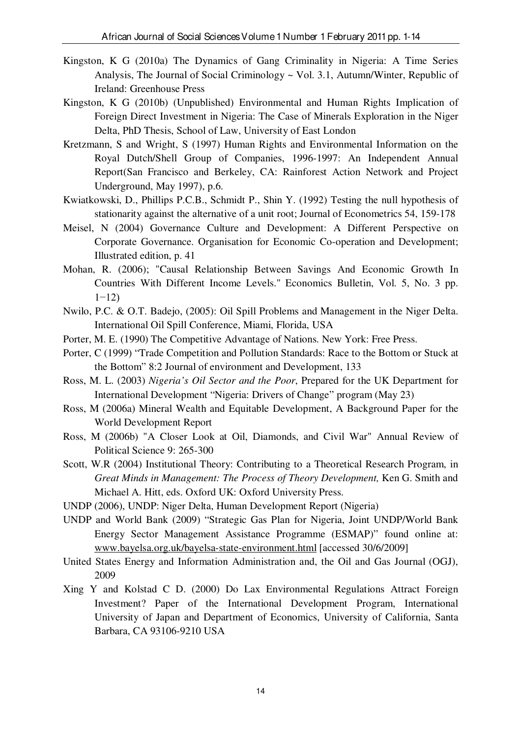Kingston, K G (2010a) The Dynamics of Gang Criminality in Nigeria: A Time Series Analysis, The Journal of Social Criminology ~ Vol. 3.1, Autumn/Winter, Republic of Ireland: Greenhouse Press

Kingston, K G (2010b) (Unpublished) Environmental and Human Rights Implication of Foreign Direct Investment in Nigeria: The Case of Minerals Exploration in the Niger Delta, PhD Thesis, School of Law, University of East London

Kretzmann, S and Wright, S (1997) Human Rights and Environmental Information on the Royal Dutch/Shell Group of Companies, 1996-1997: An Independent Annual Report(San Francisco and Berkeley, CA: Rainforest Action Network and Project Underground, May 1997), p.6.

Kwiatkowski, D., Phillips P.C.B., Schmidt P., Shin Y. (1992) Testing the null hypothesis of stationarity against the alternative of a unit root; Journal of Econometrics 54, 159-178

Meisel, N (2004) Governance Culture and Development: A Different Perspective on Corporate Governance. Organisation for Economic Co-operation and Development; Illustrated edition, p. 41

Mohan, R. (2006); "Causal Relationship Between Savings And Economic Growth In Countries With Different Income Levels." Economics Bulletin, Vol. 5, No. 3 pp. 1−12)

Nwilo, P.C. & O.T. Badejo, (2005): Oil Spill Problems and Management in the Niger Delta. International Oil Spill Conference, Miami, Florida, USA

Porter, M. E. (1990) The Competitive Advantage of Nations. New York: Free Press.

Porter, C (1999) "Trade Competition and Pollution Standards: Race to the Bottom or Stuck at the Bottom" 8:2 Journal of environment and Development, 133

Ross, M. L. (2003) *Nigeria's Oil Sector and the Poor*, Prepared for the UK Department for International Development "Nigeria: Drivers of Change" program (May 23)

Ross, M (2006a) Mineral Wealth and Equitable Development, A Background Paper for the World Development Report

Ross, M (2006b) "A Closer Look at Oil, Diamonds, and Civil War" Annual Review of Political Science 9: 265-300

Scott, W.R (2004) Institutional Theory: Contributing to a Theoretical Research Program, in *Great Minds in Management: The Process of Theory Development,* Ken G. Smith and Michael A. Hitt, eds. Oxford UK: Oxford University Press.

UNDP (2006), UNDP: Niger Delta, Human Development Report (Nigeria)

UNDP and World Bank (2009) "Strategic Gas Plan for Nigeria, Joint UNDP/World Bank Energy Sector Management Assistance Programme (ESMAP)" found online at: www.bayelsa.org.uk/bayelsa-state-environment.html [accessed 30/6/2009]

United States Energy and Information Administration and, the Oil and Gas Journal (OGJ), 2009

Xing Y and Kolstad C D. (2000) Do Lax Environmental Regulations Attract Foreign Investment? Paper of the International Development Program, International University of Japan and Department of Economics, University of California, Santa Barbara, CA 93106-9210 USA